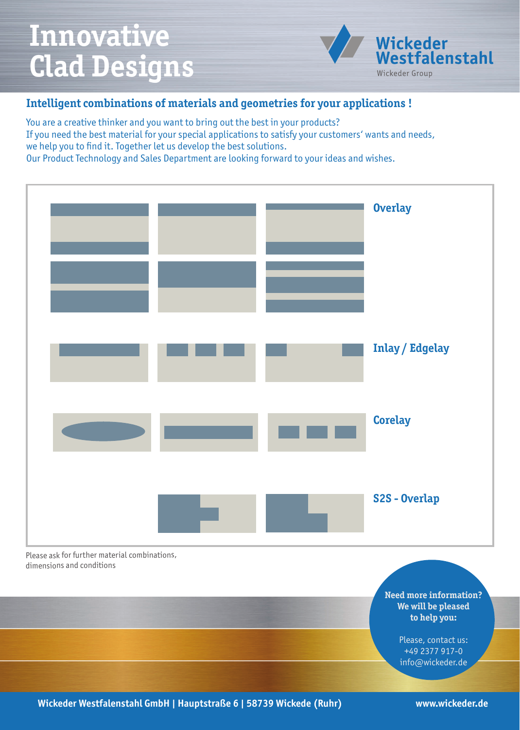# Innovative Clad Designs

Wickeder Westfalenstahl
Wickeder Group

## Intelligent combinations of materials and geometries for your applications !

You are a creative thinker and you want to bring out the best in your products?
If you need the best material for your special applications to satisfy your customers' wants and needs, we help you to find it. Together let us develop the best solutions.
Our Product Technology and Sales Department are looking forward to your ideas and wishes.

**Overlay**

**Inlay / Edgelay**

**Corelay**

**S2S - Overlap**

Please ask for further material combinations, dimensions and conditions

**Need more information? We will be pleased to help you:**

Please, contact us:
+49 2377 917-0
info@wickeder.de

**Wickeder Westfalenstahl GmbH | Hauptstraße 6 | 58739 Wickede (Ruhr)**

**www.wickeder.de**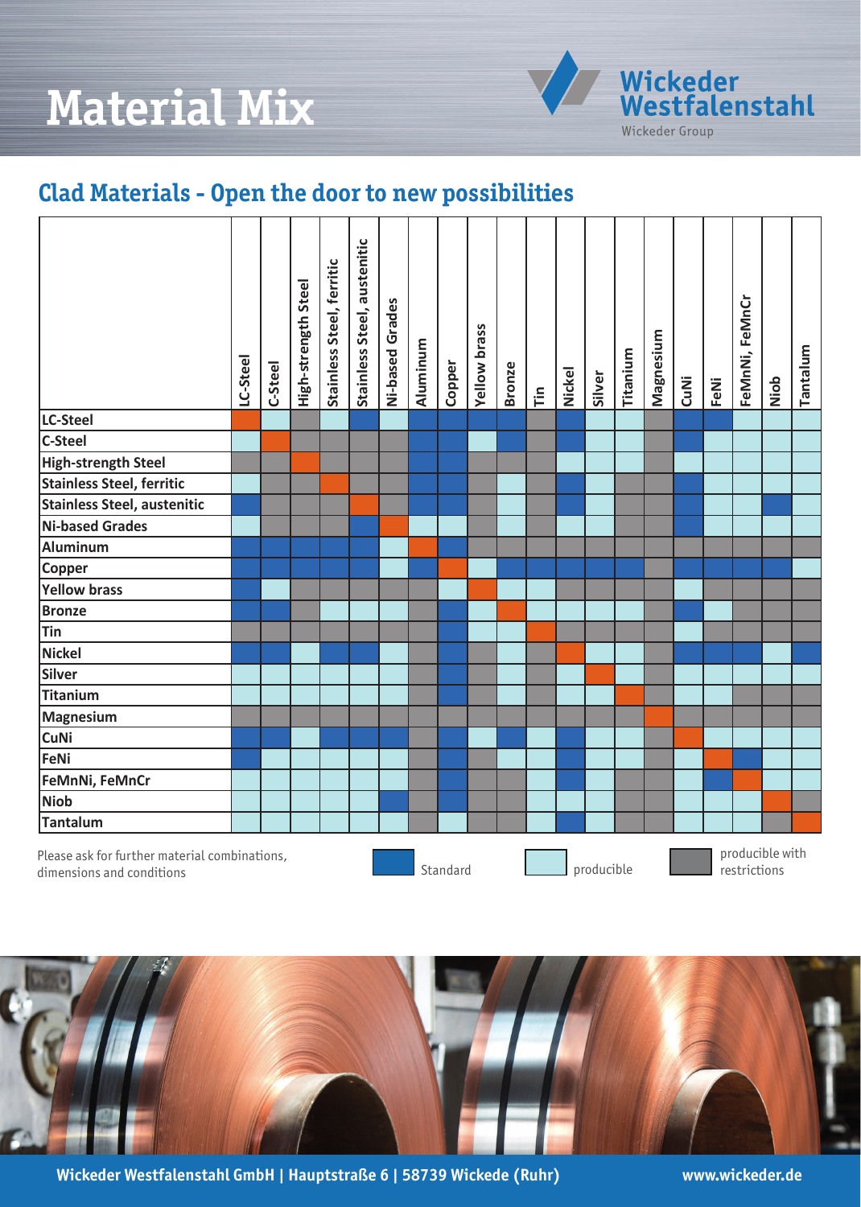# Material Mix

## Clad Materials - Open the door to new possibilities

| | LC-Steel | C-Steel | High-strength Steel | Stainless Steel, ferritic | Stainless Steel, austenitic | Ni-based Grades | Aluminum | Copper | Yellow brass | Bronze | Tin | Nickel | Silver | Titanium | Magnesium | CuNi | FeNi | FeMnNi, FeMnCr | Niob | Tantalum |
|---|---|---|---|---|---|---|---|---|---|---|---|---|---|---|---|---|---|---|---|---|
| **LC-Steel** | – | P | R | P | S | P | S | S | S | S | R | S | P | P | P | S | S | P | P | P |
| **C-Steel** | P | – | R | R | R | R | S | S | P | S | R | S | P | P | R | S | P | P | P | P |
| **High-strength Steel** | R | R | – | R | R | R | S | S | R | R | R | P | P | P | R | P | P | P | P | P |
| **Stainless Steel, ferritic** | P | R | R | – | R | R | S | S | R | P | R | S | P | R | R | S | P | P | P | P |
| **Stainless Steel, austenitic** | S | R | R | R | – | R | S | S | R | P | R | S | P | R | R | S | P | P | S | P |
| **Ni-based Grades** | P | R | R | R | S | – | P | P | R | P | R | P | P | R | R | S | P | P | P | P |
| **Aluminum** | S | S | S | S | S | P | – | S | R | R | R | R | R | R | R | R | R | R | R | R |
| **Copper** | S | S | S | S | S | P | S | – | P | S | S | S | S | S | R | S | S | S | S | P |
| **Yellow brass** | S | P | R | R | R | R | R | P | – | P | P | R | R | R | R | P | R | R | R | R |
| **Bronze** | S | S | R | P | P | P | R | S | P | – | P | P | P | P | R | S | P | R | R | R |
| **Tin** | R | R | R | R | R | R | R | S | P | P | – | R | R | R | R | P | R | R | R | R |
| **Nickel** | S | S | P | S | S | P | R | S | R | P | P | – | P | P | R | S | S | S | P | S |
| **Silver** | P | P | P | P | P | P | R | S | R | P | R | P | – | P | R | P | P | P | P | P |
| **Titanium** | P | P | P | P | P | P | R | S | R | P | R | P | P | – | R | P | P | R | R | R |
| **Magnesium** | R | R | R | R | R | R | R | R | R | R | R | R | R | R | – | R | R | R | R | R |
| **CuNi** | S | S | P | S | S | S | R | S | P | S | P | S | P | P | R | – | P | P | P | P |
| **FeNi** | S | P | P | P | P | P | R | S | R | P | P | S | P | P | R | P | – | S | P | P |
| **FeMnNi, FeMnCr** | P | P | P | P | P | P | R | S | R | R | P | S | P | R | R | P | S | – | P | P |
| **Niob** | P | P | P | P | P | S | R | S | R | R | P | P | P | R | R | P | P | P | – | R |
| **Tantalum** | P | P | P | P | P | P | R | P | R | R | P | S | P | R | R | P | P | P | R | – |

S = Standard | P = producible | R = producible with restrictions

Please ask for further material combinations, dimensions and conditions

Wickeder Westfalenstahl GmbH | Hauptstraße 6 | 58739 Wickede (Ruhr)

www.wickeder.de